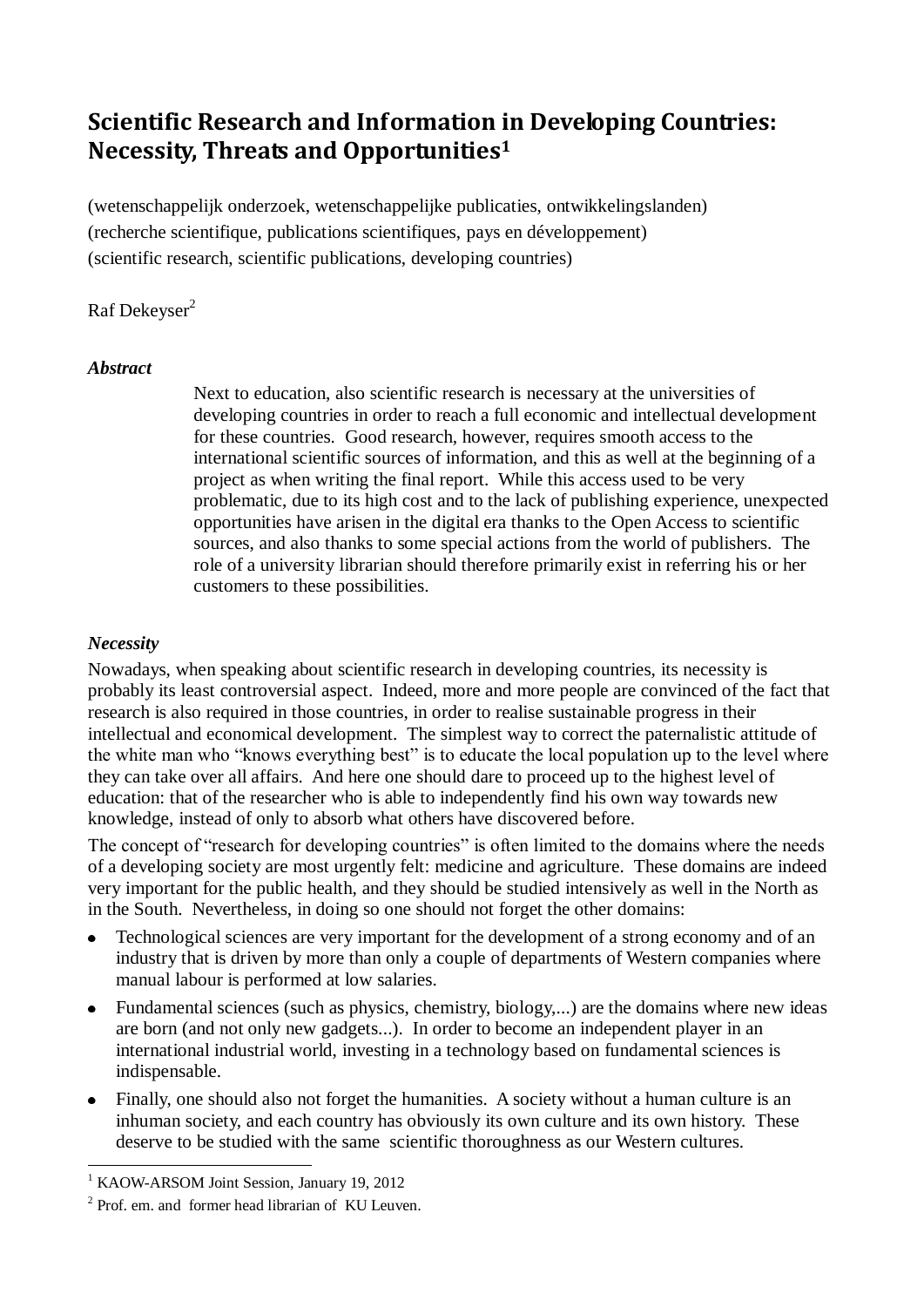# Scientific Research and Information in Developing Countries: Necessity, Threats and Opportunities[1]

(wetenschappelijk onderzoek, wetenschappelijke publicaties, ontwikkelingslanden)
(recherche scientifique, publications scientifiques, pays en développement)
(scientific research, scientific publications, developing countries)

Raf Dekeyser[2]

### *Abstract*

> Next to education, also scientific research is necessary at the universities of developing countries in order to reach a full economic and intellectual development for these countries. Good research, however, requires smooth access to the international scientific sources of information, and this as well at the beginning of a project as when writing the final report. While this access used to be very problematic, due to its high cost and to the lack of publishing experience, unexpected opportunities have arisen in the digital era thanks to the Open Access to scientific sources, and also thanks to some special actions from the world of publishers. The role of a university librarian should therefore primarily exist in referring his or her customers to these possibilities.

### *Necessity*

Nowadays, when speaking about scientific research in developing countries, its necessity is probably its least controversial aspect. Indeed, more and more people are convinced of the fact that research is also required in those countries, in order to realise sustainable progress in their intellectual and economical development. The simplest way to correct the paternalistic attitude of the white man who "knows everything best" is to educate the local population up to the level where they can take over all affairs. And here one should dare to proceed up to the highest level of education: that of the researcher who is able to independently find his own way towards new knowledge, instead of only to absorb what others have discovered before.

The concept of "research for developing countries" is often limited to the domains where the needs of a developing society are most urgently felt: medicine and agriculture. These domains are indeed very important for the public health, and they should be studied intensively as well in the North as in the South. Nevertheless, in doing so one should not forget the other domains:

- Technological sciences are very important for the development of a strong economy and of an industry that is driven by more than only a couple of departments of Western companies where manual labour is performed at low salaries.
- Fundamental sciences (such as physics, chemistry, biology,...) are the domains where new ideas are born (and not only new gadgets...). In order to become an independent player in an international industrial world, investing in a technology based on fundamental sciences is indispensable.
- Finally, one should also not forget the humanities. A society without a human culture is an inhuman society, and each country has obviously its own culture and its own history. These deserve to be studied with the same scientific thoroughness as our Western cultures.

---

[1] KAOW-ARSOM Joint Session, January 19, 2012

[2] Prof. em. and former head librarian of KU Leuven.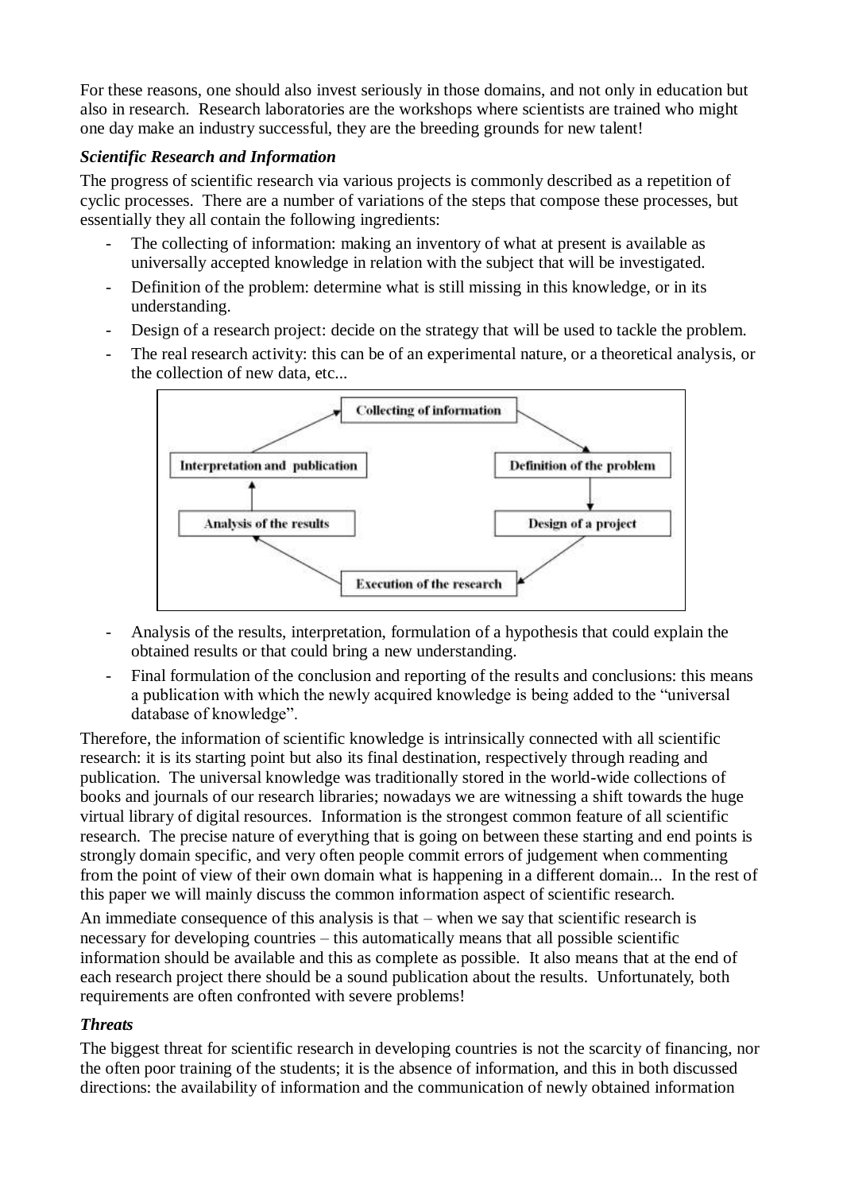For these reasons, one should also invest seriously in those domains, and not only in education but also in research. Research laboratories are the workshops where scientists are trained who might one day make an industry successful, they are the breeding grounds for new talent!

***Scientific Research and Information***

The progress of scientific research via various projects is commonly described as a repetition of cyclic processes. There are a number of variations of the steps that compose these processes, but essentially they all contain the following ingredients:

- The collecting of information: making an inventory of what at present is available as universally accepted knowledge in relation with the subject that will be investigated.
- Definition of the problem: determine what is still missing in this knowledge, or in its understanding.
- Design of a research project: decide on the strategy that will be used to tackle the problem.
- The real research activity: this can be of an experimental nature, or a theoretical analysis, or the collection of new data, etc...

Collecting of information → Definition of the problem → Design of a project → Execution of the research → Analysis of the results → Interpretation and publication → Collecting of information

- Analysis of the results, interpretation, formulation of a hypothesis that could explain the obtained results or that could bring a new understanding.
- Final formulation of the conclusion and reporting of the results and conclusions: this means a publication with which the newly acquired knowledge is being added to the "universal database of knowledge".

Therefore, the information of scientific knowledge is intrinsically connected with all scientific research: it is its starting point but also its final destination, respectively through reading and publication. The universal knowledge was traditionally stored in the world-wide collections of books and journals of our research libraries; nowadays we are witnessing a shift towards the huge virtual library of digital resources. Information is the strongest common feature of all scientific research. The precise nature of everything that is going on between these starting and end points is strongly domain specific, and very often people commit errors of judgement when commenting from the point of view of their own domain what is happening in a different domain... In the rest of this paper we will mainly discuss the common information aspect of scientific research.

An immediate consequence of this analysis is that – when we say that scientific research is necessary for developing countries – this automatically means that all possible scientific information should be available and this as complete as possible. It also means that at the end of each research project there should be a sound publication about the results. Unfortunately, both requirements are often confronted with severe problems!

***Threats***

The biggest threat for scientific research in developing countries is not the scarcity of financing, nor the often poor training of the students; it is the absence of information, and this in both discussed directions: the availability of information and the communication of newly obtained information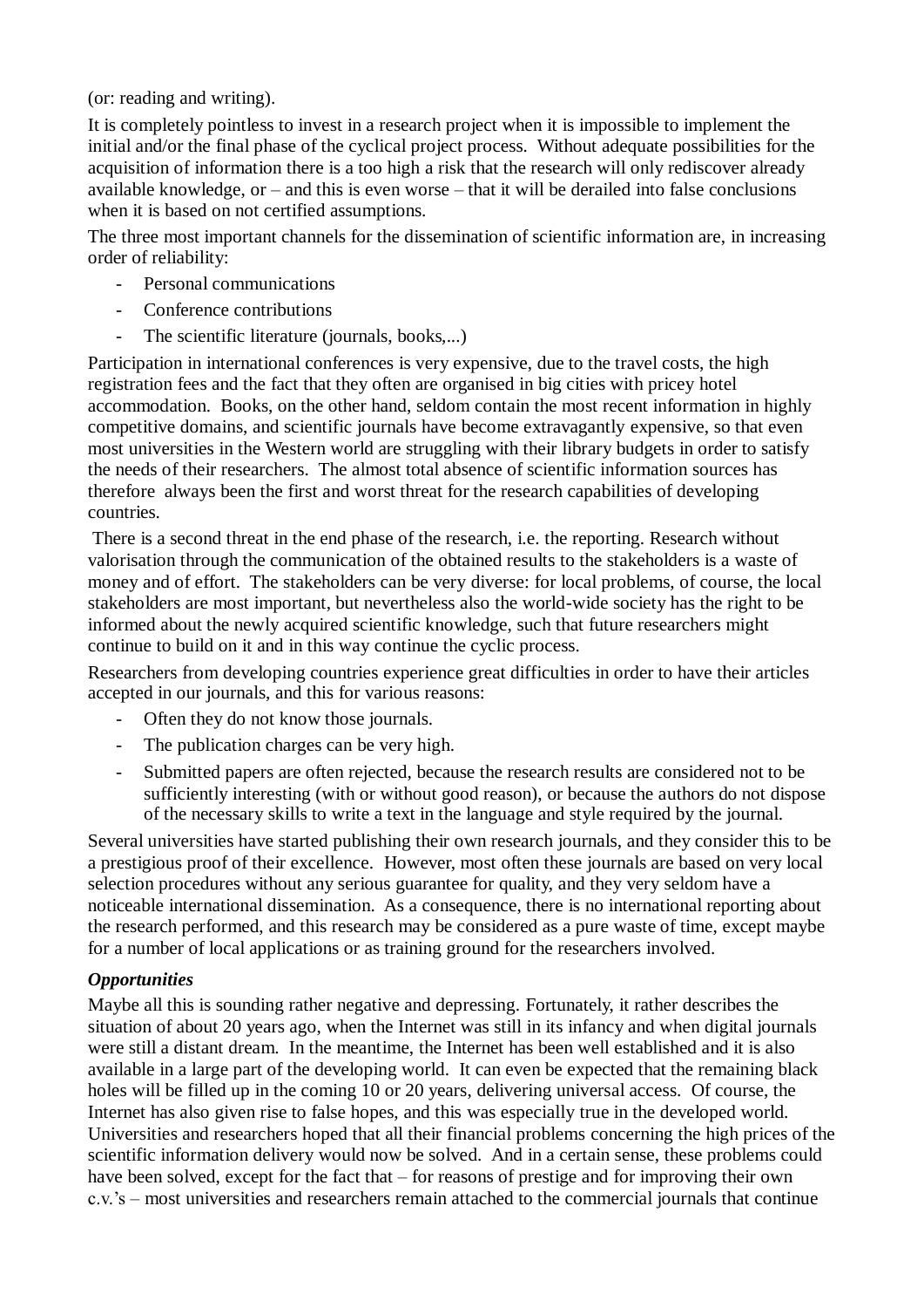(or: reading and writing).

It is completely pointless to invest in a research project when it is impossible to implement the initial and/or the final phase of the cyclical project process. Without adequate possibilities for the acquisition of information there is a too high a risk that the research will only rediscover already available knowledge, or – and this is even worse – that it will be derailed into false conclusions when it is based on not certified assumptions.

The three most important channels for the dissemination of scientific information are, in increasing order of reliability:

- Personal communications
- Conference contributions
- The scientific literature (journals, books,...)

Participation in international conferences is very expensive, due to the travel costs, the high registration fees and the fact that they often are organised in big cities with pricey hotel accommodation. Books, on the other hand, seldom contain the most recent information in highly competitive domains, and scientific journals have become extravagantly expensive, so that even most universities in the Western world are struggling with their library budgets in order to satisfy the needs of their researchers. The almost total absence of scientific information sources has therefore always been the first and worst threat for the research capabilities of developing countries.

There is a second threat in the end phase of the research, i.e. the reporting. Research without valorisation through the communication of the obtained results to the stakeholders is a waste of money and of effort. The stakeholders can be very diverse: for local problems, of course, the local stakeholders are most important, but nevertheless also the world-wide society has the right to be informed about the newly acquired scientific knowledge, such that future researchers might continue to build on it and in this way continue the cyclic process.

Researchers from developing countries experience great difficulties in order to have their articles accepted in our journals, and this for various reasons:

- Often they do not know those journals.
- The publication charges can be very high.
- Submitted papers are often rejected, because the research results are considered not to be sufficiently interesting (with or without good reason), or because the authors do not dispose of the necessary skills to write a text in the language and style required by the journal.

Several universities have started publishing their own research journals, and they consider this to be a prestigious proof of their excellence. However, most often these journals are based on very local selection procedures without any serious guarantee for quality, and they very seldom have a noticeable international dissemination. As a consequence, there is no international reporting about the research performed, and this research may be considered as a pure waste of time, except maybe for a number of local applications or as training ground for the researchers involved.

***Opportunities***

Maybe all this is sounding rather negative and depressing. Fortunately, it rather describes the situation of about 20 years ago, when the Internet was still in its infancy and when digital journals were still a distant dream. In the meantime, the Internet has been well established and it is also available in a large part of the developing world. It can even be expected that the remaining black holes will be filled up in the coming 10 or 20 years, delivering universal access. Of course, the Internet has also given rise to false hopes, and this was especially true in the developed world. Universities and researchers hoped that all their financial problems concerning the high prices of the scientific information delivery would now be solved. And in a certain sense, these problems could have been solved, except for the fact that – for reasons of prestige and for improving their own c.v.'s – most universities and researchers remain attached to the commercial journals that continue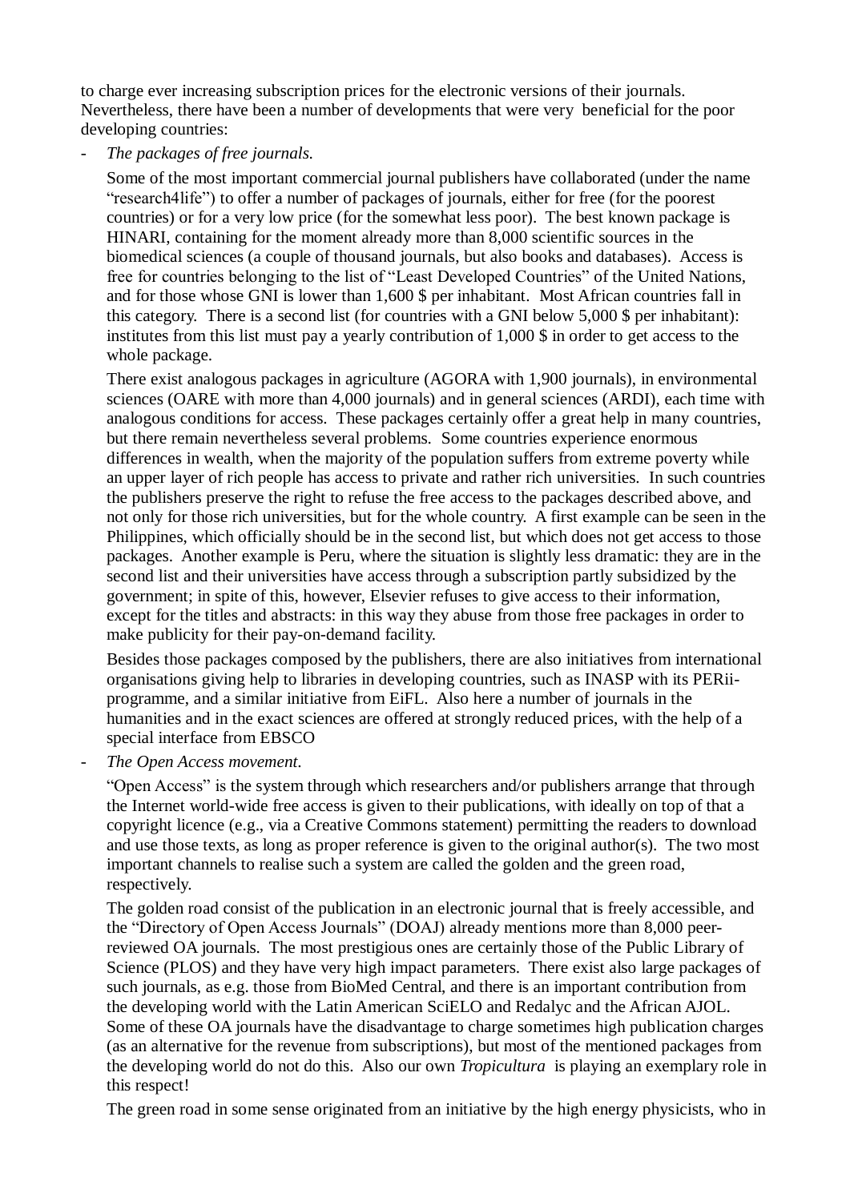to charge ever increasing subscription prices for the electronic versions of their journals. Nevertheless, there have been a number of developments that were very beneficial for the poor developing countries:

- *The packages of free journals.*

  Some of the most important commercial journal publishers have collaborated (under the name "research4life") to offer a number of packages of journals, either for free (for the poorest countries) or for a very low price (for the somewhat less poor). The best known package is HINARI, containing for the moment already more than 8,000 scientific sources in the biomedical sciences (a couple of thousand journals, but also books and databases). Access is free for countries belonging to the list of "Least Developed Countries" of the United Nations, and for those whose GNI is lower than 1,600 $ per inhabitant. Most African countries fall in this category. There is a second list (for countries with a GNI below 5,000 $ per inhabitant): institutes from this list must pay a yearly contribution of 1,000 $ in order to get access to the whole package.

  There exist analogous packages in agriculture (AGORA with 1,900 journals), in environmental sciences (OARE with more than 4,000 journals) and in general sciences (ARDI), each time with analogous conditions for access. These packages certainly offer a great help in many countries, but there remain nevertheless several problems. Some countries experience enormous differences in wealth, when the majority of the population suffers from extreme poverty while an upper layer of rich people has access to private and rather rich universities. In such countries the publishers preserve the right to refuse the free access to the packages described above, and not only for those rich universities, but for the whole country. A first example can be seen in the Philippines, which officially should be in the second list, but which does not get access to those packages. Another example is Peru, where the situation is slightly less dramatic: they are in the second list and their universities have access through a subscription partly subsidized by the government; in spite of this, however, Elsevier refuses to give access to their information, except for the titles and abstracts: in this way they abuse from those free packages in order to make publicity for their pay-on-demand facility.

  Besides those packages composed by the publishers, there are also initiatives from international organisations giving help to libraries in developing countries, such as INASP with its PERii-programme, and a similar initiative from EiFL. Also here a number of journals in the humanities and in the exact sciences are offered at strongly reduced prices, with the help of a special interface from EBSCO

- *The Open Access movement.*

  "Open Access" is the system through which researchers and/or publishers arrange that through the Internet world-wide free access is given to their publications, with ideally on top of that a copyright licence (e.g., via a Creative Commons statement) permitting the readers to download and use those texts, as long as proper reference is given to the original author(s). The two most important channels to realise such a system are called the golden and the green road, respectively.

  The golden road consist of the publication in an electronic journal that is freely accessible, and the "Directory of Open Access Journals" (DOAJ) already mentions more than 8,000 peer-reviewed OA journals. The most prestigious ones are certainly those of the Public Library of Science (PLOS) and they have very high impact parameters. There exist also large packages of such journals, as e.g. those from BioMed Central, and there is an important contribution from the developing world with the Latin American SciELO and Redalyc and the African AJOL. Some of these OA journals have the disadvantage to charge sometimes high publication charges (as an alternative for the revenue from subscriptions), but most of the mentioned packages from the developing world do not do this. Also our own *Tropicultura* is playing an exemplary role in this respect!

  The green road in some sense originated from an initiative by the high energy physicists, who in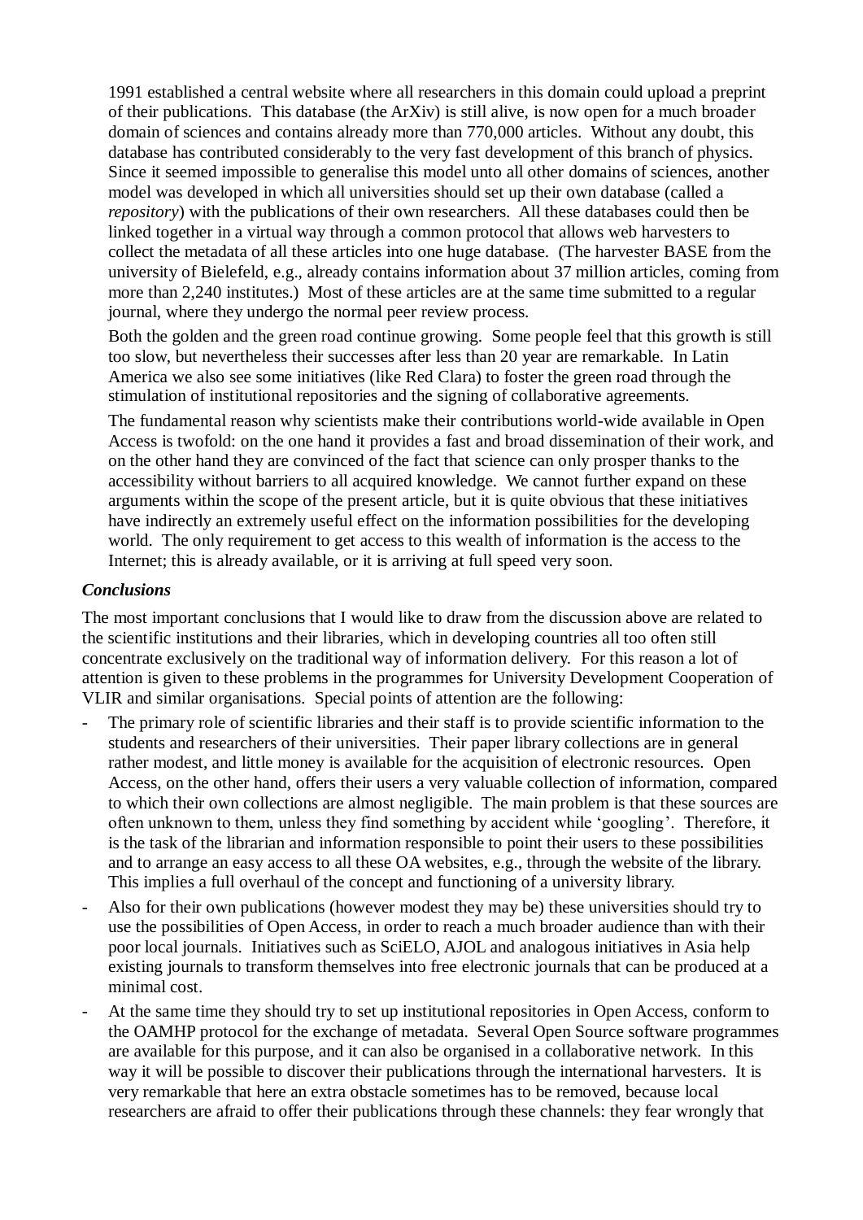1991 established a central website where all researchers in this domain could upload a preprint of their publications. This database (the ArXiv) is still alive, is now open for a much broader domain of sciences and contains already more than 770,000 articles. Without any doubt, this database has contributed considerably to the very fast development of this branch of physics. Since it seemed impossible to generalise this model unto all other domains of sciences, another model was developed in which all universities should set up their own database (called a *repository*) with the publications of their own researchers. All these databases could then be linked together in a virtual way through a common protocol that allows web harvesters to collect the metadata of all these articles into one huge database. (The harvester BASE from the university of Bielefeld, e.g., already contains information about 37 million articles, coming from more than 2,240 institutes.) Most of these articles are at the same time submitted to a regular journal, where they undergo the normal peer review process.

Both the golden and the green road continue growing. Some people feel that this growth is still too slow, but nevertheless their successes after less than 20 year are remarkable. In Latin America we also see some initiatives (like Red Clara) to foster the green road through the stimulation of institutional repositories and the signing of collaborative agreements.

The fundamental reason why scientists make their contributions world-wide available in Open Access is twofold: on the one hand it provides a fast and broad dissemination of their work, and on the other hand they are convinced of the fact that science can only prosper thanks to the accessibility without barriers to all acquired knowledge. We cannot further expand on these arguments within the scope of the present article, but it is quite obvious that these initiatives have indirectly an extremely useful effect on the information possibilities for the developing world. The only requirement to get access to this wealth of information is the access to the Internet; this is already available, or it is arriving at full speed very soon.

### *Conclusions*

The most important conclusions that I would like to draw from the discussion above are related to the scientific institutions and their libraries, which in developing countries all too often still concentrate exclusively on the traditional way of information delivery. For this reason a lot of attention is given to these problems in the programmes for University Development Cooperation of VLIR and similar organisations. Special points of attention are the following:

- The primary role of scientific libraries and their staff is to provide scientific information to the students and researchers of their universities. Their paper library collections are in general rather modest, and little money is available for the acquisition of electronic resources. Open Access, on the other hand, offers their users a very valuable collection of information, compared to which their own collections are almost negligible. The main problem is that these sources are often unknown to them, unless they find something by accident while 'googling'. Therefore, it is the task of the librarian and information responsible to point their users to these possibilities and to arrange an easy access to all these OA websites, e.g., through the website of the library. This implies a full overhaul of the concept and functioning of a university library.
- Also for their own publications (however modest they may be) these universities should try to use the possibilities of Open Access, in order to reach a much broader audience than with their poor local journals. Initiatives such as SciELO, AJOL and analogous initiatives in Asia help existing journals to transform themselves into free electronic journals that can be produced at a minimal cost.
- At the same time they should try to set up institutional repositories in Open Access, conform to the OAMHP protocol for the exchange of metadata. Several Open Source software programmes are available for this purpose, and it can also be organised in a collaborative network. In this way it will be possible to discover their publications through the international harvesters. It is very remarkable that here an extra obstacle sometimes has to be removed, because local researchers are afraid to offer their publications through these channels: they fear wrongly that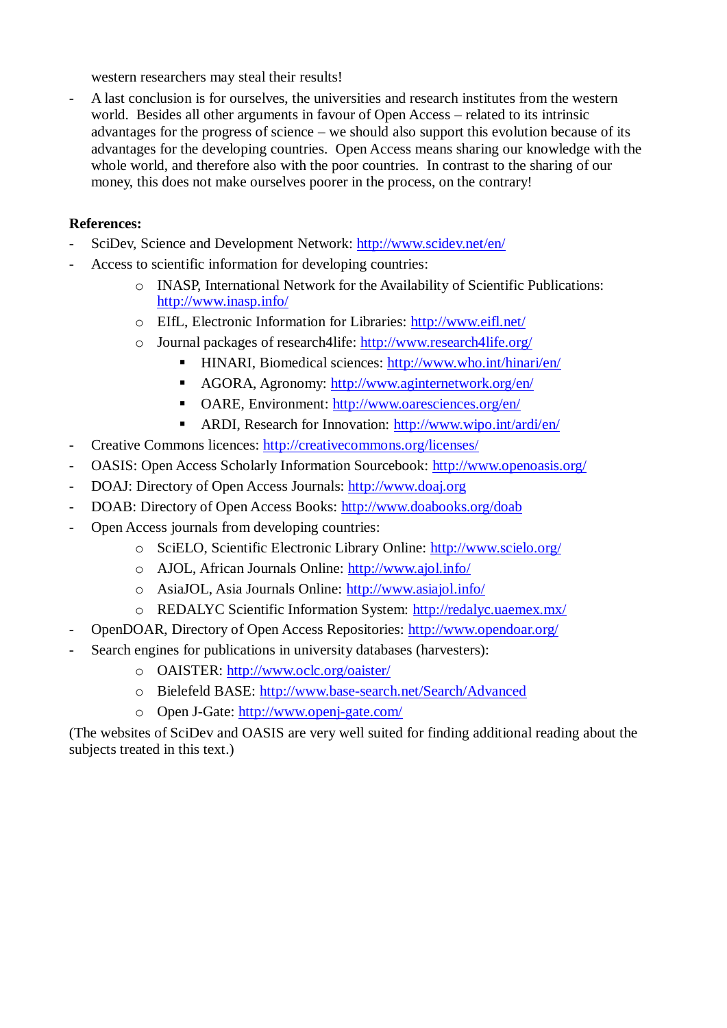western researchers may steal their results!

- A last conclusion is for ourselves, the universities and research institutes from the western world. Besides all other arguments in favour of Open Access – related to its intrinsic advantages for the progress of science – we should also support this evolution because of its advantages for the developing countries. Open Access means sharing our knowledge with the whole world, and therefore also with the poor countries. In contrast to the sharing of our money, this does not make ourselves poorer in the process, on the contrary!

**References:**

- SciDev, Science and Development Network: http://www.scidev.net/en/
- Access to scientific information for developing countries:
  - INASP, International Network for the Availability of Scientific Publications: http://www.inasp.info/
  - EIfL, Electronic Information for Libraries: http://www.eifl.net/
  - Journal packages of research4life: http://www.research4life.org/
    - HINARI, Biomedical sciences: http://www.who.int/hinari/en/
    - AGORA, Agronomy: http://www.aginternetwork.org/en/
    - OARE, Environment: http://www.oaresciences.org/en/
    - ARDI, Research for Innovation: http://www.wipo.int/ardi/en/
- Creative Commons licences: http://creativecommons.org/licenses/
- OASIS: Open Access Scholarly Information Sourcebook: http://www.openoasis.org/
- DOAJ: Directory of Open Access Journals: http://www.doaj.org
- DOAB: Directory of Open Access Books: http://www.doabooks.org/doab
- Open Access journals from developing countries:
  - SciELO, Scientific Electronic Library Online: http://www.scielo.org/
  - AJOL, African Journals Online: http://www.ajol.info/
  - AsiaJOL, Asia Journals Online: http://www.asiajol.info/
  - REDALYC Scientific Information System: http://redalyc.uaemex.mx/
- OpenDOAR, Directory of Open Access Repositories: http://www.opendoar.org/
- Search engines for publications in university databases (harvesters):
  - OAISTER: http://www.oclc.org/oaister/
  - Bielefeld BASE: http://www.base-search.net/Search/Advanced
  - Open J-Gate: http://www.openj-gate.com/

(The websites of SciDev and OASIS are very well suited for finding additional reading about the subjects treated in this text.)